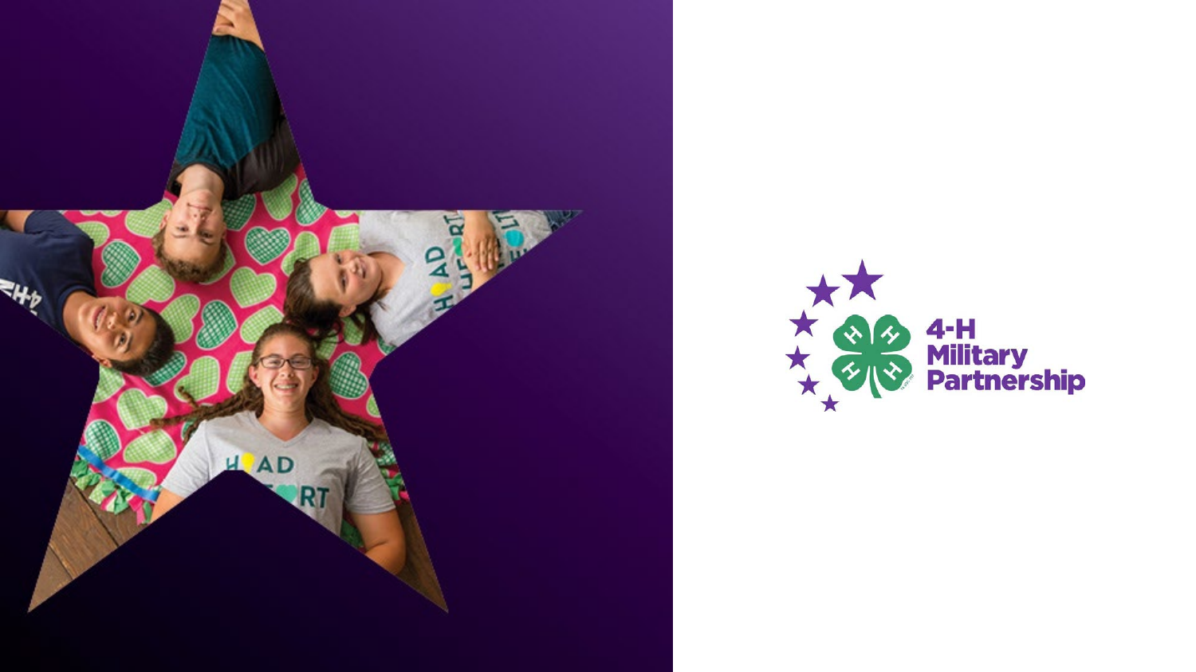4-H Military Partnership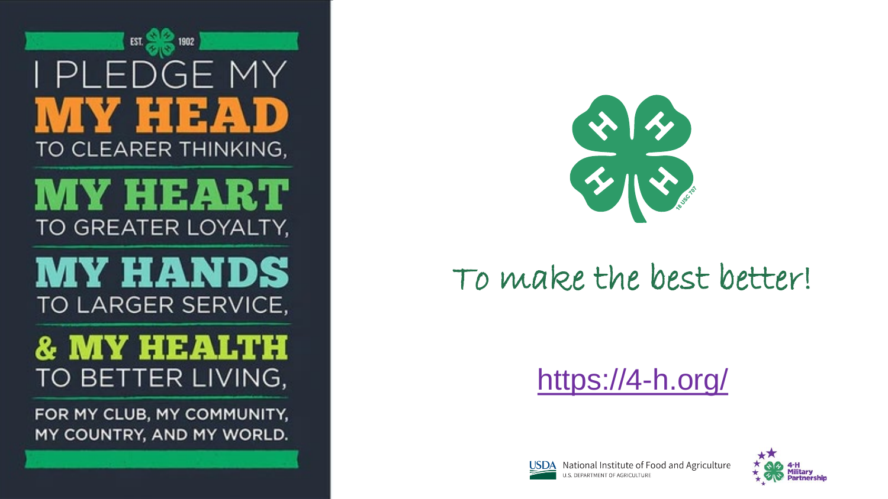EST. 1902

# I PLEDGE MY

**MY HEAD** TO CLEARER THINKING,

**MY HEART** TO GREATER LOYALTY,

**MY HANDS** TO LARGER SERVICE,

**& MY HEALTH** TO BETTER LIVING,

FOR MY CLUB, MY COMMUNITY, MY COUNTRY, AND MY WORLD.

18 USC 707

To make the best better!

https://4-h.org/

USDA National Institute of Food and Agriculture
U.S. DEPARTMENT OF AGRICULTURE

4-H Military Partnership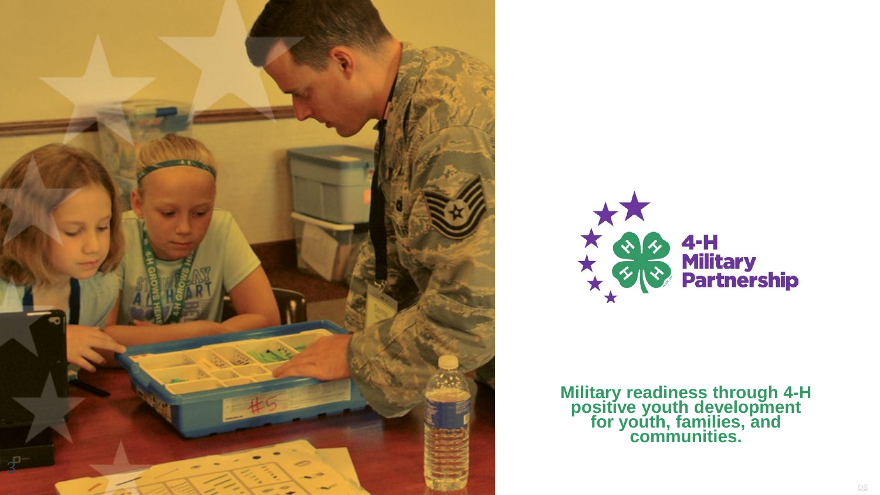**4-H Military Partnership**

**Military readiness through 4-H positive youth development for youth, families, and communities.**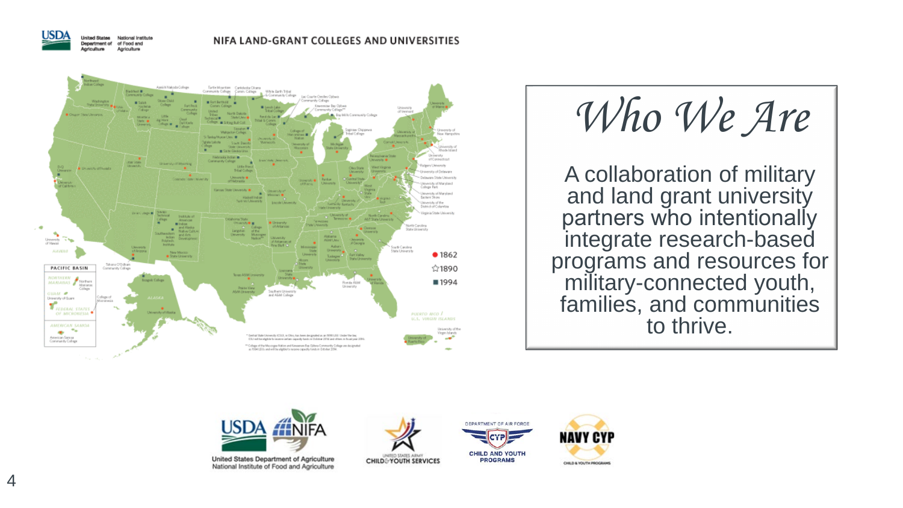NIFA LAND-GRANT COLLEGES AND UNIVERSITIES

● 1862

☆1890

■ 1994

# *Who We Are*

A collaboration of military and land grant university partners who intentionally integrate research-based programs and resources for military-connected youth, families, and communities to thrive.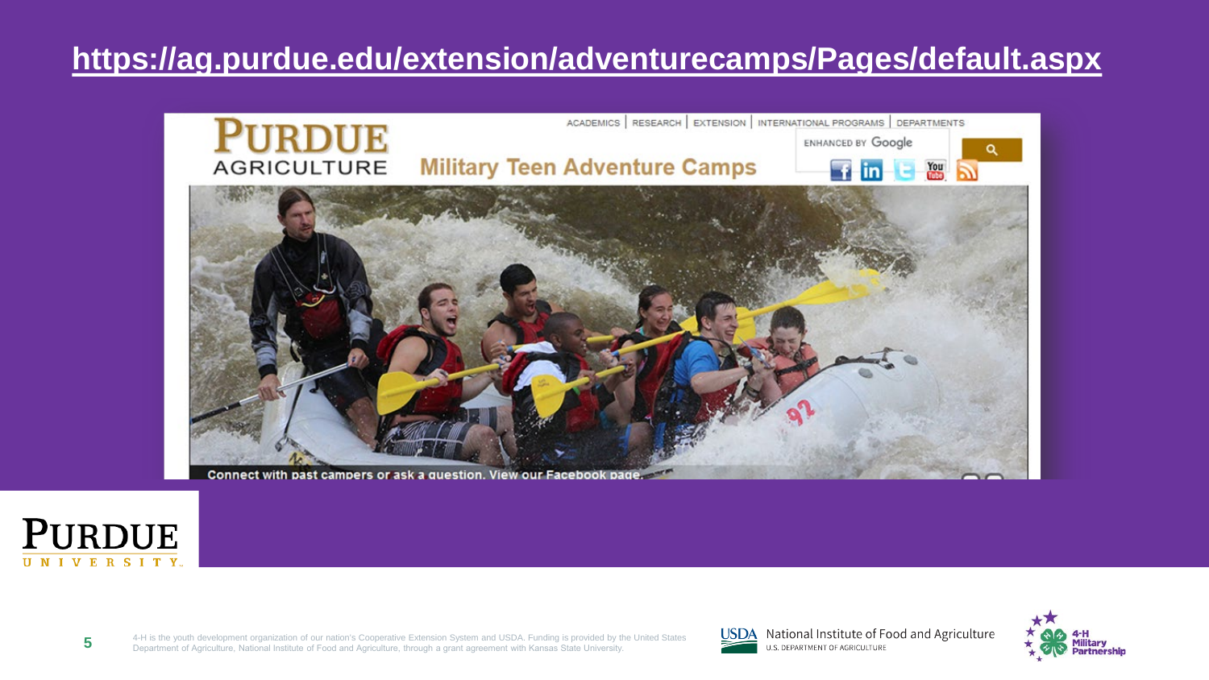# https://ag.purdue.edu/extension/adventurecamps/Pages/default.aspx

PURDUE AGRICULTURE

ACADEMICS | RESEARCH | EXTENSION | INTERNATIONAL PROGRAMS | DEPARTMENTS

ENHANCED BY Google

**Military Teen Adventure Camps**

Connect with past campers or ask a question. View our Facebook page.

4-H is the youth development organization of our nation's Cooperative Extension System and USDA. Funding is provided by the United States Department of Agriculture, National Institute of Food and Agriculture, through a grant agreement with Kansas State University.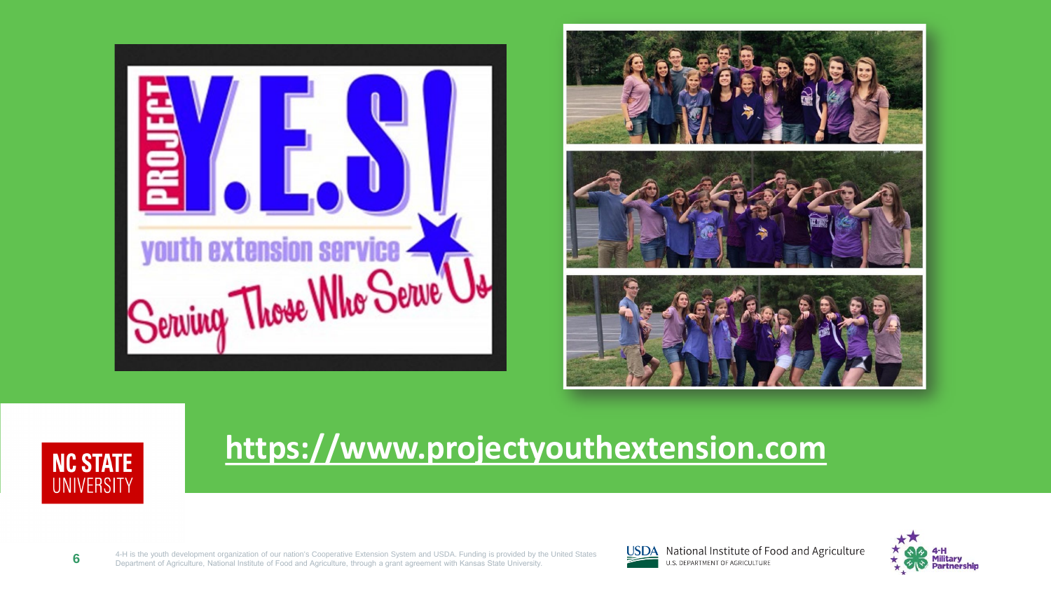Project Y.E.S! youth extension service

Serving Those Who Serve Us

https://www.projectyouthextension.com

NC STATE UNIVERSITY

4-H is the youth development organization of our nation's Cooperative Extension System and USDA. Funding is provided by the United States Department of Agriculture, National Institute of Food and Agriculture, through a grant agreement with Kansas State University.

USDA National Institute of Food and Agriculture U.S. DEPARTMENT OF AGRICULTURE

4-H Military Partnership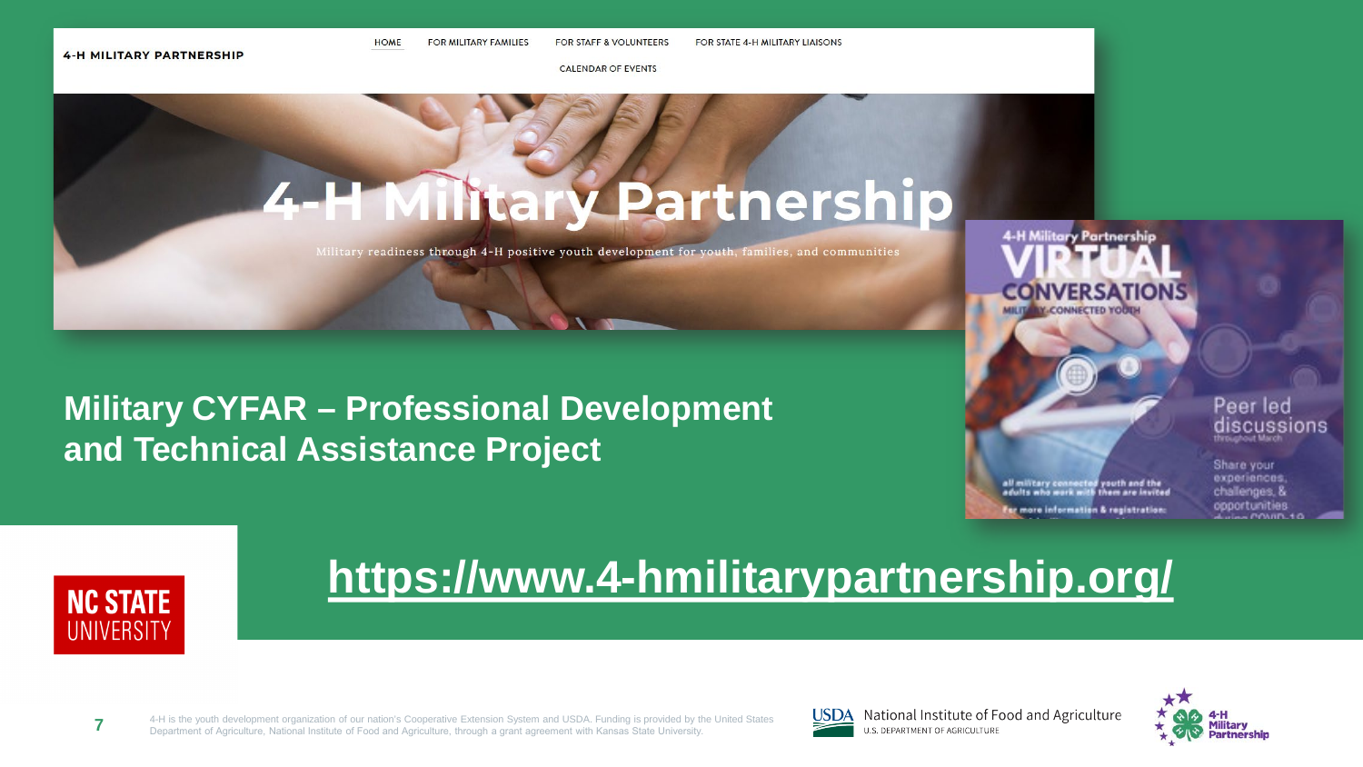4-H MILITARY PARTNERSHIP

HOME | FOR MILITARY FAMILIES | FOR STAFF & VOLUNTEERS | FOR STATE 4-H MILITARY LIAISONS | CALENDAR OF EVENTS

# 4-H Military Partnership

Military readiness through 4-H positive youth development for youth, families, and communities

4-H Military Partnership VIRTUAL CONVERSATIONS MILITARY-CONNECTED YOUTH

Peer led discussions throughout March

Share your experiences, challenges, & opportunities during COVID-19

all military connected youth and the adults who work with them are invited

For more information & registration:

## Military CYFAR – Professional Development and Technical Assistance Project

**https://www.4-hmilitarypartnership.org/**

NC STATE UNIVERSITY

4-H is the youth development organization of our nation's Cooperative Extension System and USDA. Funding is provided by the United States Department of Agriculture, National Institute of Food and Agriculture, through a grant agreement with Kansas State University.

USDA National Institute of Food and Agriculture U.S. DEPARTMENT OF AGRICULTURE

4-H Military Partnership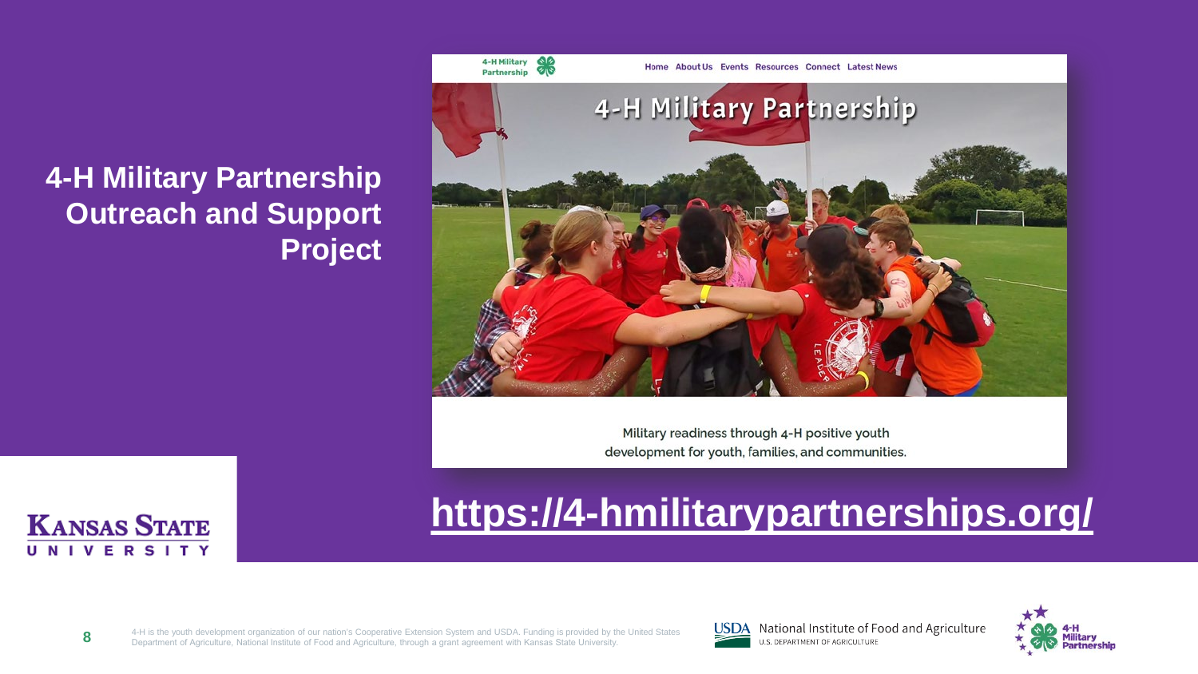# 4-H Military Partnership Outreach and Support Project

4-H Military Partnership

Home About Us Events Resources Connect Latest News

4-H Military Partnership

Military readiness through 4-H positive youth development for youth, families, and communities.

**https://4-hmilitarypartnerships.org/**

KANSAS STATE UNIVERSITY

4-H is the youth development organization of our nation's Cooperative Extension System and USDA. Funding is provided by the United States Department of Agriculture, National Institute of Food and Agriculture, through a grant agreement with Kansas State University.

USDA National Institute of Food and Agriculture U.S. DEPARTMENT OF AGRICULTURE

4-H Military Partnership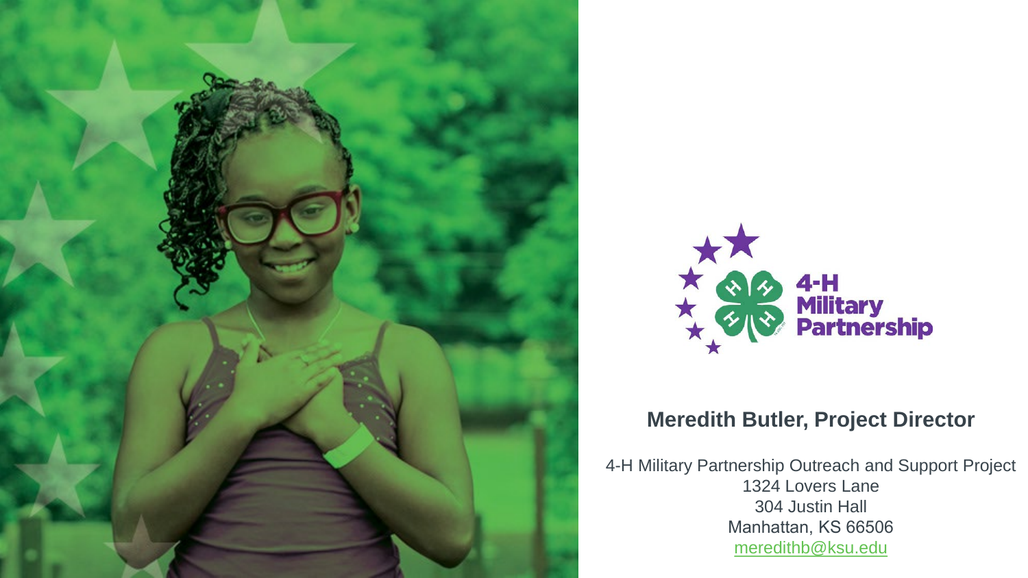4-H Military Partnership

**Meredith Butler, Project Director**

4-H Military Partnership Outreach and Support Project
1324 Lovers Lane
304 Justin Hall
Manhattan, KS 66506
meredithb@ksu.edu